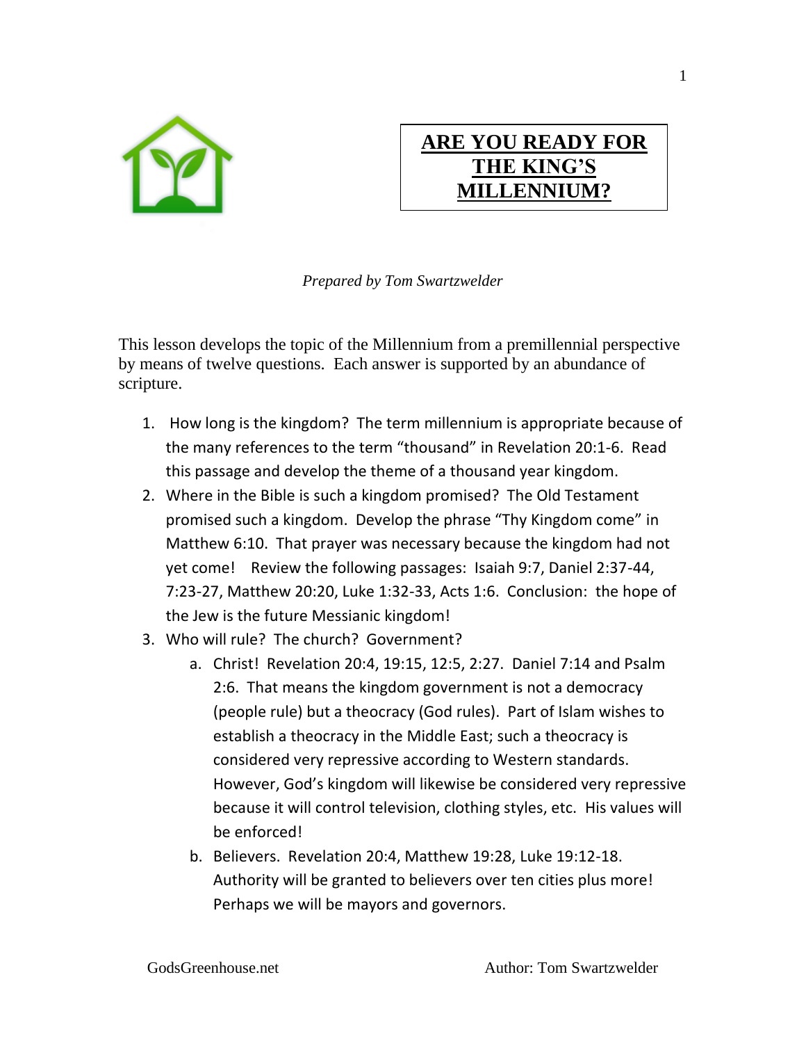# ARE YOU READY FOR THE KING'S MILLENNIUM?

*Prepared by Tom Swartzwelder*

This lesson develops the topic of the Millennium from a premillennial perspective by means of twelve questions. Each answer is supported by an abundance of scripture.

1. How long is the kingdom? The term millennium is appropriate because of the many references to the term "thousand" in Revelation 20:1-6. Read this passage and develop the theme of a thousand year kingdom.
2. Where in the Bible is such a kingdom promised? The Old Testament promised such a kingdom. Develop the phrase "Thy Kingdom come" in Matthew 6:10. That prayer was necessary because the kingdom had not yet come! Review the following passages: Isaiah 9:7, Daniel 2:37-44, 7:23-27, Matthew 20:20, Luke 1:32-33, Acts 1:6. Conclusion: the hope of the Jew is the future Messianic kingdom!
3. Who will rule? The church? Government?
   a. Christ! Revelation 20:4, 19:15, 12:5, 2:27. Daniel 7:14 and Psalm 2:6. That means the kingdom government is not a democracy (people rule) but a theocracy (God rules). Part of Islam wishes to establish a theocracy in the Middle East; such a theocracy is considered very repressive according to Western standards. However, God's kingdom will likewise be considered very repressive because it will control television, clothing styles, etc. His values will be enforced!
   b. Believers. Revelation 20:4, Matthew 19:28, Luke 19:12-18. Authority will be granted to believers over ten cities plus more! Perhaps we will be mayors and governors.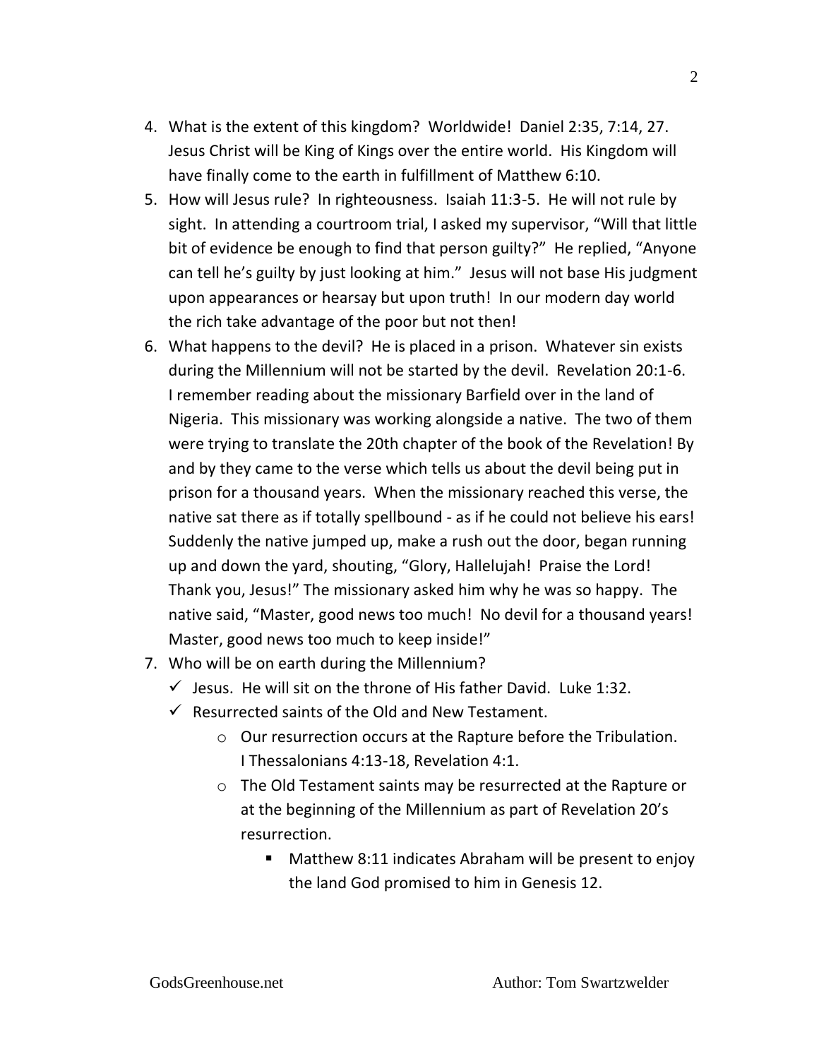4. What is the extent of this kingdom? Worldwide! Daniel 2:35, 7:14, 27. Jesus Christ will be King of Kings over the entire world. His Kingdom will have finally come to the earth in fulfillment of Matthew 6:10.
5. How will Jesus rule? In righteousness. Isaiah 11:3-5. He will not rule by sight. In attending a courtroom trial, I asked my supervisor, "Will that little bit of evidence be enough to find that person guilty?" He replied, "Anyone can tell he's guilty by just looking at him." Jesus will not base His judgment upon appearances or hearsay but upon truth! In our modern day world the rich take advantage of the poor but not then!
6. What happens to the devil? He is placed in a prison. Whatever sin exists during the Millennium will not be started by the devil. Revelation 20:1-6. I remember reading about the missionary Barfield over in the land of Nigeria. This missionary was working alongside a native. The two of them were trying to translate the 20th chapter of the book of the Revelation! By and by they came to the verse which tells us about the devil being put in prison for a thousand years. When the missionary reached this verse, the native sat there as if totally spellbound - as if he could not believe his ears! Suddenly the native jumped up, make a rush out the door, began running up and down the yard, shouting, "Glory, Hallelujah! Praise the Lord! Thank you, Jesus!" The missionary asked him why he was so happy. The native said, "Master, good news too much! No devil for a thousand years! Master, good news too much to keep inside!"
7. Who will be on earth during the Millennium?
   - ✓ Jesus. He will sit on the throne of His father David. Luke 1:32.
   - ✓ Resurrected saints of the Old and New Testament.
     - Our resurrection occurs at the Rapture before the Tribulation. I Thessalonians 4:13-18, Revelation 4:1.
     - The Old Testament saints may be resurrected at the Rapture or at the beginning of the Millennium as part of Revelation 20's resurrection.
       - Matthew 8:11 indicates Abraham will be present to enjoy the land God promised to him in Genesis 12.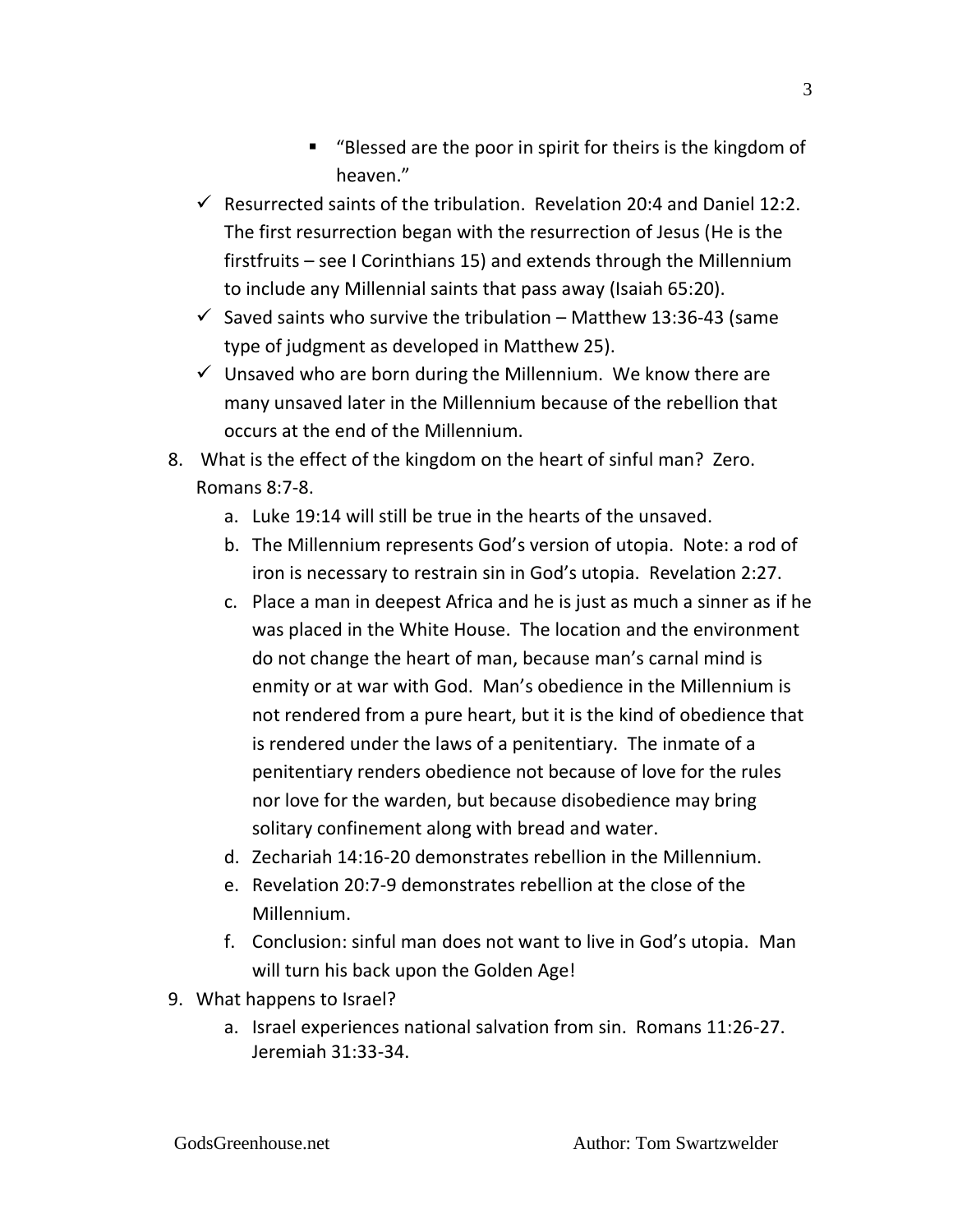- "Blessed are the poor in spirit for theirs is the kingdom of heaven."
  - ✓ Resurrected saints of the tribulation. Revelation 20:4 and Daniel 12:2. The first resurrection began with the resurrection of Jesus (He is the firstfruits – see I Corinthians 15) and extends through the Millennium to include any Millennial saints that pass away (Isaiah 65:20).
  - ✓ Saved saints who survive the tribulation – Matthew 13:36-43 (same type of judgment as developed in Matthew 25).
  - ✓ Unsaved who are born during the Millennium. We know there are many unsaved later in the Millennium because of the rebellion that occurs at the end of the Millennium.

8. What is the effect of the kingdom on the heart of sinful man? Zero. Romans 8:7-8.
   a. Luke 19:14 will still be true in the hearts of the unsaved.
   b. The Millennium represents God's version of utopia. Note: a rod of iron is necessary to restrain sin in God's utopia. Revelation 2:27.
   c. Place a man in deepest Africa and he is just as much a sinner as if he was placed in the White House. The location and the environment do not change the heart of man, because man's carnal mind is enmity or at war with God. Man's obedience in the Millennium is not rendered from a pure heart, but it is the kind of obedience that is rendered under the laws of a penitentiary. The inmate of a penitentiary renders obedience not because of love for the rules nor love for the warden, but because disobedience may bring solitary confinement along with bread and water.
   d. Zechariah 14:16-20 demonstrates rebellion in the Millennium.
   e. Revelation 20:7-9 demonstrates rebellion at the close of the Millennium.
   f. Conclusion: sinful man does not want to live in God's utopia. Man will turn his back upon the Golden Age!

9. What happens to Israel?
   a. Israel experiences national salvation from sin. Romans 11:26-27. Jeremiah 31:33-34.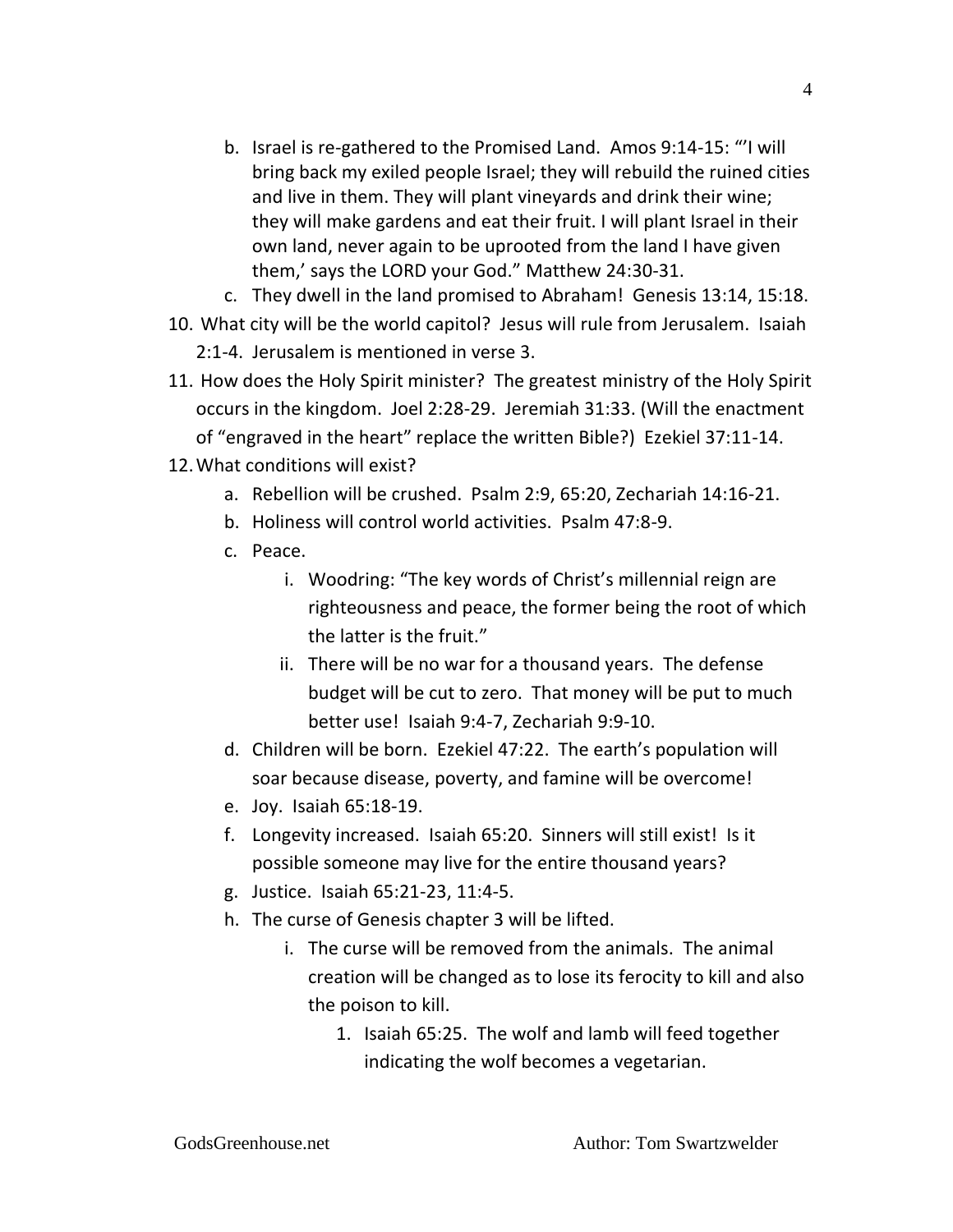b. Israel is re-gathered to the Promised Land. Amos 9:14-15: "'I will bring back my exiled people Israel; they will rebuild the ruined cities and live in them. They will plant vineyards and drink their wine; they will make gardens and eat their fruit. I will plant Israel in their own land, never again to be uprooted from the land I have given them,' says the LORD your God." Matthew 24:30-31.
   c. They dwell in the land promised to Abraham! Genesis 13:14, 15:18.

10. What city will be the world capitol? Jesus will rule from Jerusalem. Isaiah 2:1-4. Jerusalem is mentioned in verse 3.
11. How does the Holy Spirit minister? The greatest ministry of the Holy Spirit occurs in the kingdom. Joel 2:28-29. Jeremiah 31:33. (Will the enactment of "engraved in the heart" replace the written Bible?) Ezekiel 37:11-14.
12. What conditions will exist?
    a. Rebellion will be crushed. Psalm 2:9, 65:20, Zechariah 14:16-21.
    b. Holiness will control world activities. Psalm 47:8-9.
    c. Peace.
       i. Woodring: "The key words of Christ's millennial reign are righteousness and peace, the former being the root of which the latter is the fruit."
       ii. There will be no war for a thousand years. The defense budget will be cut to zero. That money will be put to much better use! Isaiah 9:4-7, Zechariah 9:9-10.
    d. Children will be born. Ezekiel 47:22. The earth's population will soar because disease, poverty, and famine will be overcome!
    e. Joy. Isaiah 65:18-19.
    f. Longevity increased. Isaiah 65:20. Sinners will still exist! Is it possible someone may live for the entire thousand years?
    g. Justice. Isaiah 65:21-23, 11:4-5.
    h. The curse of Genesis chapter 3 will be lifted.
       i. The curse will be removed from the animals. The animal creation will be changed as to lose its ferocity to kill and also the poison to kill.
          1. Isaiah 65:25. The wolf and lamb will feed together indicating the wolf becomes a vegetarian.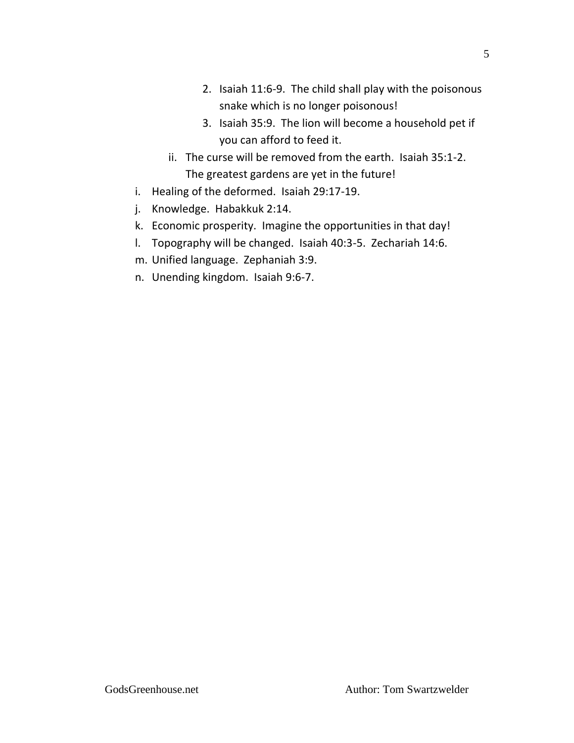2. Isaiah 11:6-9. The child shall play with the poisonous snake which is no longer poisonous!
3. Isaiah 35:9. The lion will become a household pet if you can afford to feed it.

ii. The curse will be removed from the earth. Isaiah 35:1-2. The greatest gardens are yet in the future!

i. Healing of the deformed. Isaiah 29:17-19.
j. Knowledge. Habakkuk 2:14.
k. Economic prosperity. Imagine the opportunities in that day!
l. Topography will be changed. Isaiah 40:3-5. Zechariah 14:6.
m. Unified language. Zephaniah 3:9.
n. Unending kingdom. Isaiah 9:6-7.